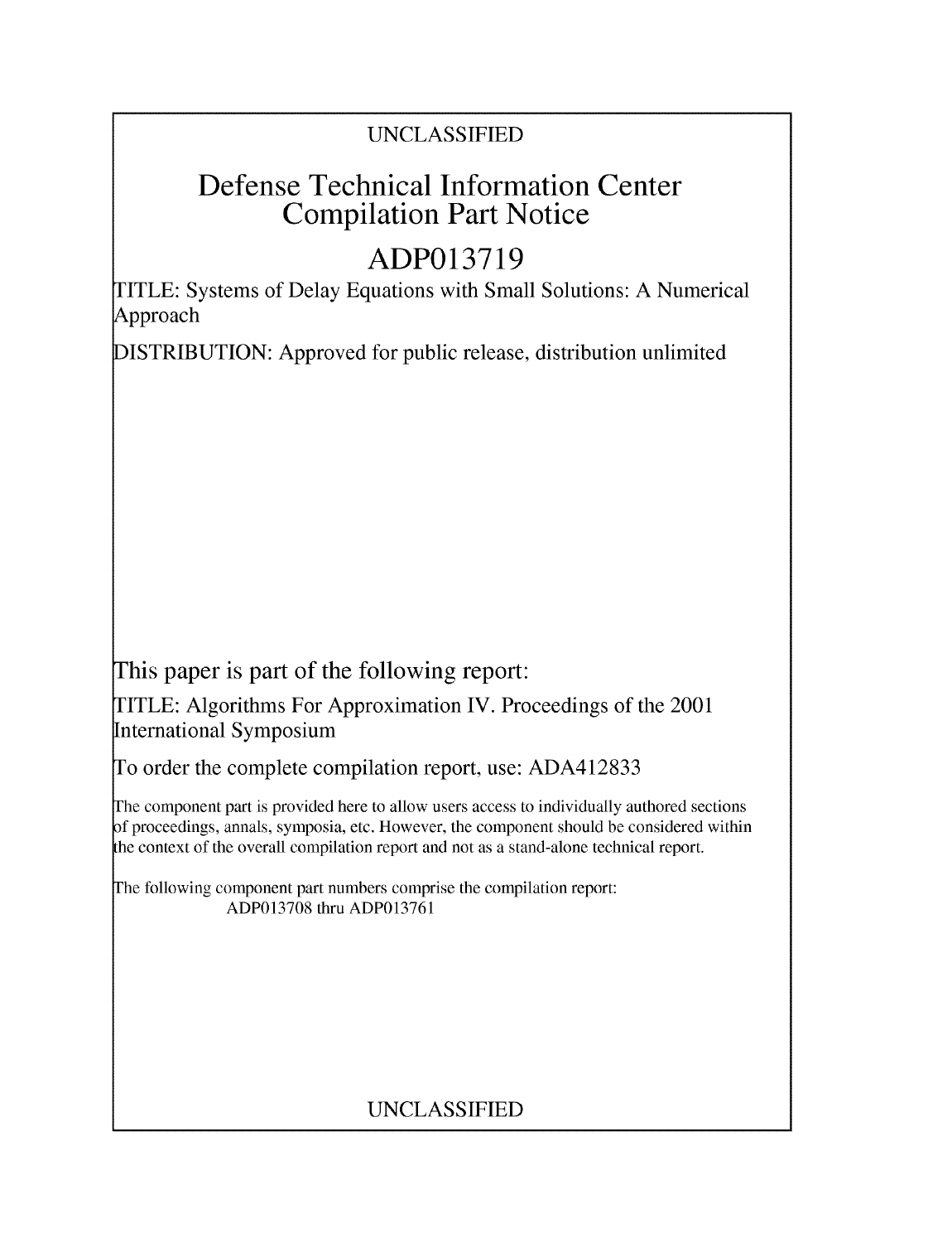UNCLASSIFIED

# Defense Technical Information Center Compilation Part Notice

# ADP013719

TITLE: Systems of Delay Equations with Small Solutions: A Numerical Approach

DISTRIBUTION: Approved for public release, distribution unlimited

This paper is part of the following report:

TITLE: Algorithms For Approximation IV. Proceedings of the 2001 International Symposium

To order the complete compilation report, use: ADA412833

The component part is provided here to allow users access to individually authored sections of proceedings, annals, symposia, etc. However, the component should be considered within the context of the overall compilation report and not as a stand-alone technical report.

The following component part numbers comprise the compilation report:
ADP013708 thru ADP013761

UNCLASSIFIED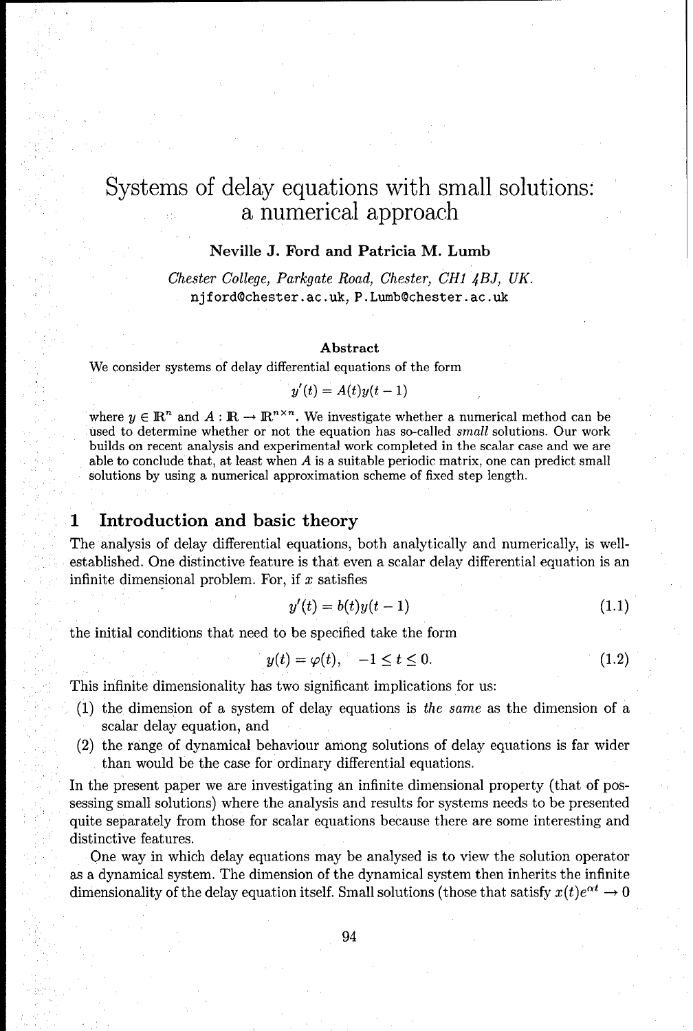# Systems of delay equations with small solutions: a numerical approach

**Neville J. Ford and Patricia M. Lumb**

*Chester College, Parkgate Road, Chester, CH1 4BJ, UK.*
njford@chester.ac.uk, P.Lumb@chester.ac.uk

### Abstract

We consider systems of delay differential equations of the form

$$y'(t) = A(t)y(t-1)$$

where $y \in \mathbb{R}^n$ and $A : \mathbb{R} \to \mathbb{R}^{n \times n}$. We investigate whether a numerical method can be used to determine whether or not the equation has so-called *small* solutions. Our work builds on recent analysis and experimental work completed in the scalar case and we are able to conclude that, at least when $A$ is a suitable periodic matrix, one can predict small solutions by using a numerical approximation scheme of fixed step length.

## 1 Introduction and basic theory

The analysis of delay differential equations, both analytically and numerically, is well-established. One distinctive feature is that even a scalar delay differential equation is an infinite dimensional problem. For, if $x$ satisfies

$$y'(t) = b(t)y(t-1) \tag{1.1}$$

the initial conditions that need to be specified take the form

$$y(t) = \varphi(t), \quad -1 \leq t \leq 0. \tag{1.2}$$

This infinite dimensionality has two significant implications for us:

(1) the dimension of a system of delay equations is *the same* as the dimension of a scalar delay equation, and

(2) the range of dynamical behaviour among solutions of delay equations is far wider than would be the case for ordinary differential equations.

In the present paper we are investigating an infinite dimensional property (that of possessing small solutions) where the analysis and results for systems needs to be presented quite separately from those for scalar equations because there are some interesting and distinctive features.

One way in which delay equations may be analysed is to view the solution operator as a dynamical system. The dimension of the dynamical system then inherits the infinite dimensionality of the delay equation itself. Small solutions (those that satisfy $x(t)e^{\alpha t} \to 0$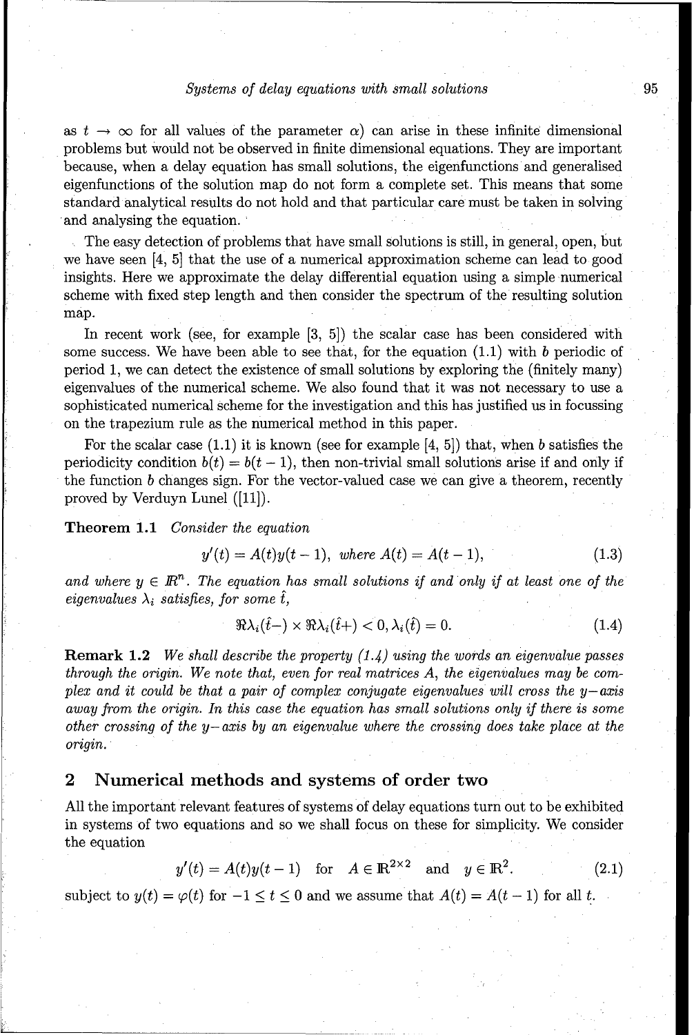as $t \to \infty$ for all values of the parameter $\alpha$) can arise in these infinite dimensional problems but would not be observed in finite dimensional equations. They are important because, when a delay equation has small solutions, the eigenfunctions and generalised eigenfunctions of the solution map do not form a complete set. This means that some standard analytical results do not hold and that particular care must be taken in solving and analysing the equation.

The easy detection of problems that have small solutions is still, in general, open, but we have seen [4, 5] that the use of a numerical approximation scheme can lead to good insights. Here we approximate the delay differential equation using a simple numerical scheme with fixed step length and then consider the spectrum of the resulting solution map.

In recent work (see, for example [3, 5]) the scalar case has been considered with some success. We have been able to see that, for the equation (1.1) with $b$ periodic of period 1, we can detect the existence of small solutions by exploring the (finitely many) eigenvalues of the numerical scheme. We also found that it was not necessary to use a sophisticated numerical scheme for the investigation and this has justified us in focussing on the trapezium rule as the numerical method in this paper.

For the scalar case (1.1) it is known (see for example [4, 5]) that, when $b$ satisfies the periodicity condition $b(t) = b(t-1)$, then non-trivial small solutions arise if and only if the function $b$ changes sign. For the vector-valued case we can give a theorem, recently proved by Verduyn Lunel ([11]).

**Theorem 1.1** *Consider the equation*

$$y'(t) = A(t)y(t-1), \text{ where } A(t) = A(t-1), \tag{1.3}$$

*and where $y \in \mathbb{R}^n$. The equation has small solutions if and only if at least one of the eigenvalues $\lambda_i$ satisfies, for some $\hat{t}$,*

$$\Re\lambda_i(\hat{t}-) \times \Re\lambda_i(\hat{t}+) < 0, \lambda_i(\hat{t}) = 0. \tag{1.4}$$

**Remark 1.2** *We shall describe the property (1.4) using the words an eigenvalue passes through the origin. We note that, even for real matrices $A$, the eigenvalues may be complex and it could be that a pair of complex conjugate eigenvalues will cross the $y-$axis away from the origin. In this case the equation has small solutions only if there is some other crossing of the $y-$axis by an eigenvalue where the crossing does take place at the origin.*

## 2 Numerical methods and systems of order two

All the important relevant features of systems of delay equations turn out to be exhibited in systems of two equations and so we shall focus on these for simplicity. We consider the equation

$$y'(t) = A(t)y(t-1) \quad \text{for} \quad A \in \mathbb{R}^{2\times 2} \quad \text{and} \quad y \in \mathbb{R}^2. \tag{2.1}$$

subject to $y(t) = \varphi(t)$ for $-1 \le t \le 0$ and we assume that $A(t) = A(t-1)$ for all $t$.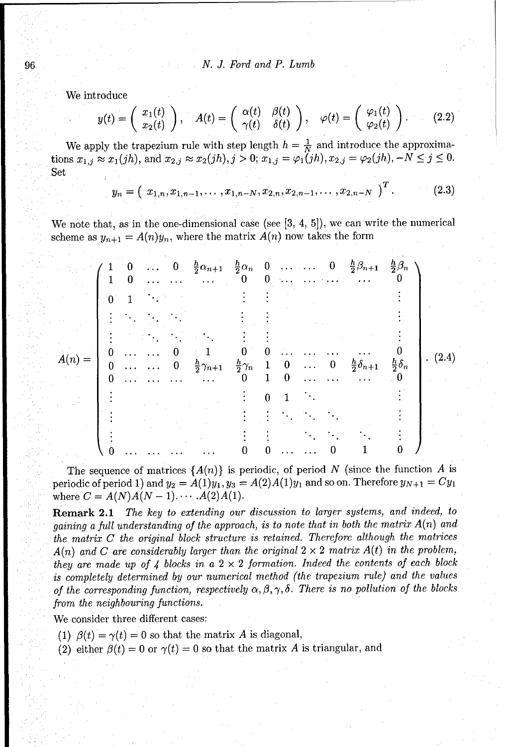We introduce

$$y(t) = \begin{pmatrix} x_1(t) \\ x_2(t) \end{pmatrix}, \quad A(t) = \begin{pmatrix} \alpha(t) & \beta(t) \\ \gamma(t) & \delta(t) \end{pmatrix}, \quad \varphi(t) = \begin{pmatrix} \varphi_1(t) \\ \varphi_2(t) \end{pmatrix}. \tag{2.2}$$

We apply the trapezium rule with step length $h = \frac{1}{N}$ and introduce the approximations $x_{1,j} \approx x_1(jh)$, and $x_{2,j} \approx x_2(jh), j > 0$; $x_{1,j} = \varphi_1(jh), x_{2,j} = \varphi_2(jh), -N \leq j \leq 0$. Set

$$y_n = \left( x_{1,n}, x_{1,n-1}, \cdots, x_{1,n-N}, x_{2,n}, x_{2,n-1}, \cdots, x_{2,n-N} \right)^T. \tag{2.3}$$

We note that, as in the one-dimensional case (see [3, 4, 5]), we can write the numerical scheme as $y_{n+1} = A(n)y_n$, where the matrix $A(n)$ now takes the form

$$A(n) = \begin{pmatrix}
1 & 0 & \dots & 0 & \frac{h}{2}\alpha_{n+1} & \frac{h}{2}\alpha_n & 0 & \dots & \dots & 0 & \frac{h}{2}\beta_{n+1} & \frac{h}{2}\beta_n \\
1 & 0 & \dots & \dots & \dots & 0 & 0 & \dots & \dots & \dots & \dots & 0 \\
0 & 1 & \ddots & & & \vdots & \vdots & & & & & \vdots \\
\vdots & \ddots & \ddots & \ddots & & \vdots & \vdots & & & & & \vdots \\
\vdots & & \ddots & \ddots & \ddots & \vdots & \vdots & & & & & \vdots \\
0 & \dots & \dots & 0 & 1 & 0 & 0 & \dots & \dots & \dots & \dots & 0 \\
0 & \dots & \dots & 0 & \frac{h}{2}\gamma_{n+1} & \frac{h}{2}\gamma_n & 1 & 0 & \dots & 0 & \frac{h}{2}\delta_{n+1} & \frac{h}{2}\delta_n \\
0 & \dots & \dots & \dots & \dots & 0 & 1 & 0 & \dots & \dots & \dots & 0 \\
\vdots & & & & & \vdots & 0 & 1 & \ddots & & & \vdots \\
\vdots & & & & & \vdots & \vdots & \ddots & \ddots & \ddots & & \vdots \\
\vdots & & & & & \vdots & \vdots & & \ddots & \ddots & \ddots & \vdots \\
0 & \dots & \dots & \dots & \dots & 0 & 0 & \dots & \dots & 0 & 1 & 0
\end{pmatrix}. \tag{2.4}$$

The sequence of matrices $\{A(n)\}$ is periodic, of period $N$ (since the function $A$ is periodic of period 1) and $y_2 = A(1)y_1, y_3 = A(2)A(1)y_1$ and so on. Therefore $y_{N+1} = Cy_1$ where $C = A(N)A(N-1). \cdots .A(2)A(1)$.

**Remark 2.1** *The key to extending our discussion to larger systems, and indeed, to gaining a full understanding of the approach, is to note that in both the matrix $A(n)$ and the matrix $C$ the original block structure is retained. Therefore although the matrices $A(n)$ and $C$ are considerably larger than the original $2 \times 2$ matrix $A(t)$ in the problem, they are made up of 4 blocks in a $2 \times 2$ formation. Indeed the contents of each block is completely determined by our numerical method (the trapezium rule) and the values of the corresponding function, respectively $\alpha, \beta, \gamma, \delta$. There is no pollution of the blocks from the neighbouring functions.*

We consider three different cases:

(1) $\beta(t) = \gamma(t) = 0$ so that the matrix $A$ is diagonal,

(2) either $\beta(t) = 0$ or $\gamma(t) = 0$ so that the matrix $A$ is triangular, and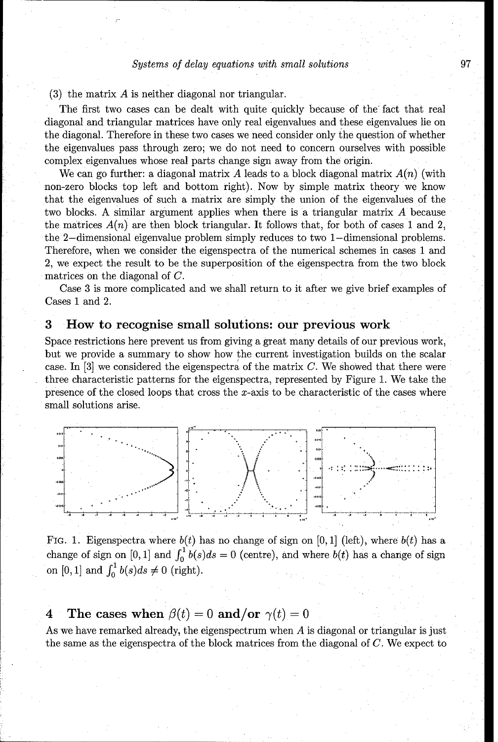(3) the matrix $A$ is neither diagonal nor triangular.

The first two cases can be dealt with quite quickly because of the fact that real diagonal and triangular matrices have only real eigenvalues and these eigenvalues lie on the diagonal. Therefore in these two cases we need consider only the question of whether the eigenvalues pass through zero; we do not need to concern ourselves with possible complex eigenvalues whose real parts change sign away from the origin.

We can go further: a diagonal matrix $A$ leads to a block diagonal matrix $A(n)$ (with non-zero blocks top left and bottom right). Now by simple matrix theory we know that the eigenvalues of such a matrix are simply the union of the eigenvalues of the two blocks. A similar argument applies when there is a triangular matrix $A$ because the matrices $A(n)$ are then block triangular. It follows that, for both of cases 1 and 2, the 2–dimensional eigenvalue problem simply reduces to two 1–dimensional problems. Therefore, when we consider the eigenspectra of the numerical schemes in cases 1 and 2, we expect the result to be the superposition of the eigenspectra from the two block matrices on the diagonal of $C$.

Case 3 is more complicated and we shall return to it after we give brief examples of Cases 1 and 2.

## 3 How to recognise small solutions: our previous work

Space restrictions here prevent us from giving a great many details of our previous work, but we provide a summary to show how the current investigation builds on the scalar case. In [3] we considered the eigenspectra of the matrix $C$. We showed that there were three characteristic patterns for the eigenspectra, represented by Figure 1. We take the presence of the closed loops that cross the $x$-axis to be characteristic of the cases where small solutions arise.

FIG. 1. Eigenspectra where $b(t)$ has no change of sign on $[0, 1]$ (left), where $b(t)$ has a change of sign on $[0, 1]$ and $\int_0^1 b(s)ds = 0$ (centre), and where $b(t)$ has a change of sign on $[0, 1]$ and $\int_0^1 b(s)ds \neq 0$ (right).

## 4 The cases when $\beta(t) = 0$ and/or $\gamma(t) = 0$

As we have remarked already, the eigenspectrum when $A$ is diagonal or triangular is just the same as the eigenspectra of the block matrices from the diagonal of $C$. We expect to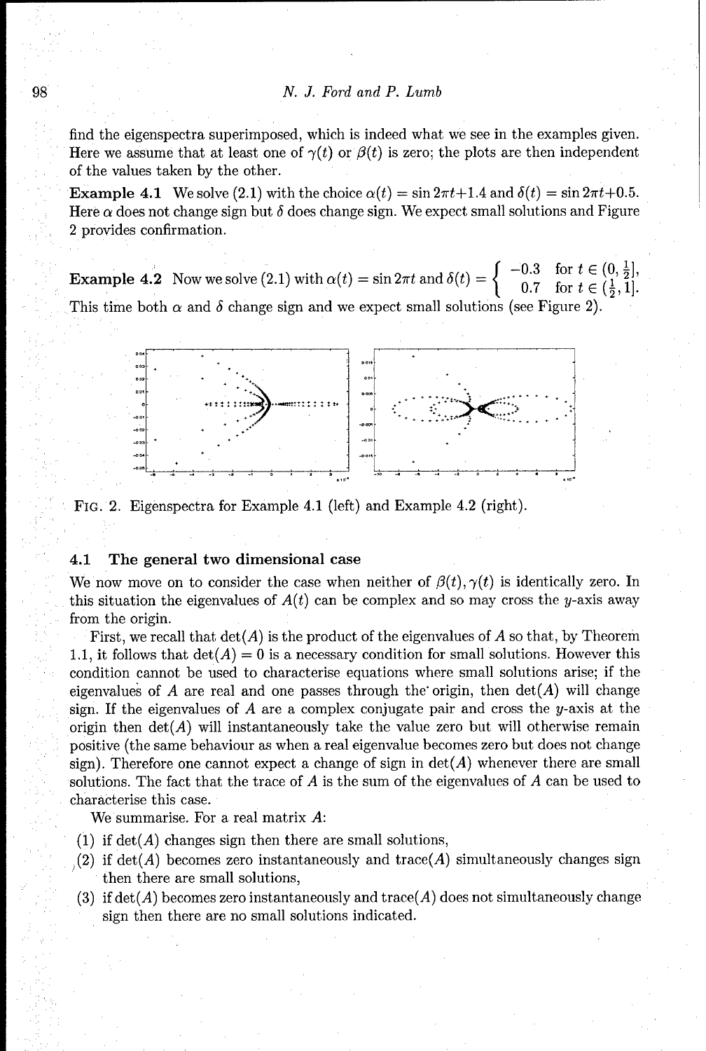find the eigenspectra superimposed, which is indeed what we see in the examples given. Here we assume that at least one of $\gamma(t)$ or $\beta(t)$ is zero; the plots are then independent of the values taken by the other.

**Example 4.1** We solve (2.1) with the choice $\alpha(t) = \sin 2\pi t + 1.4$ and $\delta(t) = \sin 2\pi t + 0.5$. Here $\alpha$ does not change sign but $\delta$ does change sign. We expect small solutions and Figure 2 provides confirmation.

**Example 4.2** Now we solve (2.1) with $\alpha(t) = \sin 2\pi t$ and $\delta(t) = \begin{cases} -0.3 & \text{for } t \in (0, \frac{1}{2}], \\ 0.7 & \text{for } t \in (\frac{1}{2}, 1]. \end{cases}$
This time both $\alpha$ and $\delta$ change sign and we expect small solutions (see Figure 2).

FIG. 2. Eigenspectra for Example 4.1 (left) and Example 4.2 (right).

## 4.1 The general two dimensional case

We now move on to consider the case when neither of $\beta(t), \gamma(t)$ is identically zero. In this situation the eigenvalues of $A(t)$ can be complex and so may cross the $y$-axis away from the origin.

First, we recall that $\det(A)$ is the product of the eigenvalues of $A$ so that, by Theorem 1.1, it follows that $\det(A) = 0$ is a necessary condition for small solutions. However this condition cannot be used to characterise equations where small solutions arise; if the eigenvalues of $A$ are real and one passes through the origin, then $\det(A)$ will change sign. If the eigenvalues of $A$ are a complex conjugate pair and cross the $y$-axis at the origin then $\det(A)$ will instantaneously take the value zero but will otherwise remain positive (the same behaviour as when a real eigenvalue becomes zero but does not change sign). Therefore one cannot expect a change of sign in $\det(A)$ whenever there are small solutions. The fact that the trace of $A$ is the sum of the eigenvalues of $A$ can be used to characterise this case.

We summarise. For a real matrix $A$:

(1) if $\det(A)$ changes sign then there are small solutions,

(2) if $\det(A)$ becomes zero instantaneously and trace$(A)$ simultaneously changes sign then there are small solutions,

(3) if $\det(A)$ becomes zero instantaneously and trace$(A)$ does not simultaneously change sign then there are no small solutions indicated.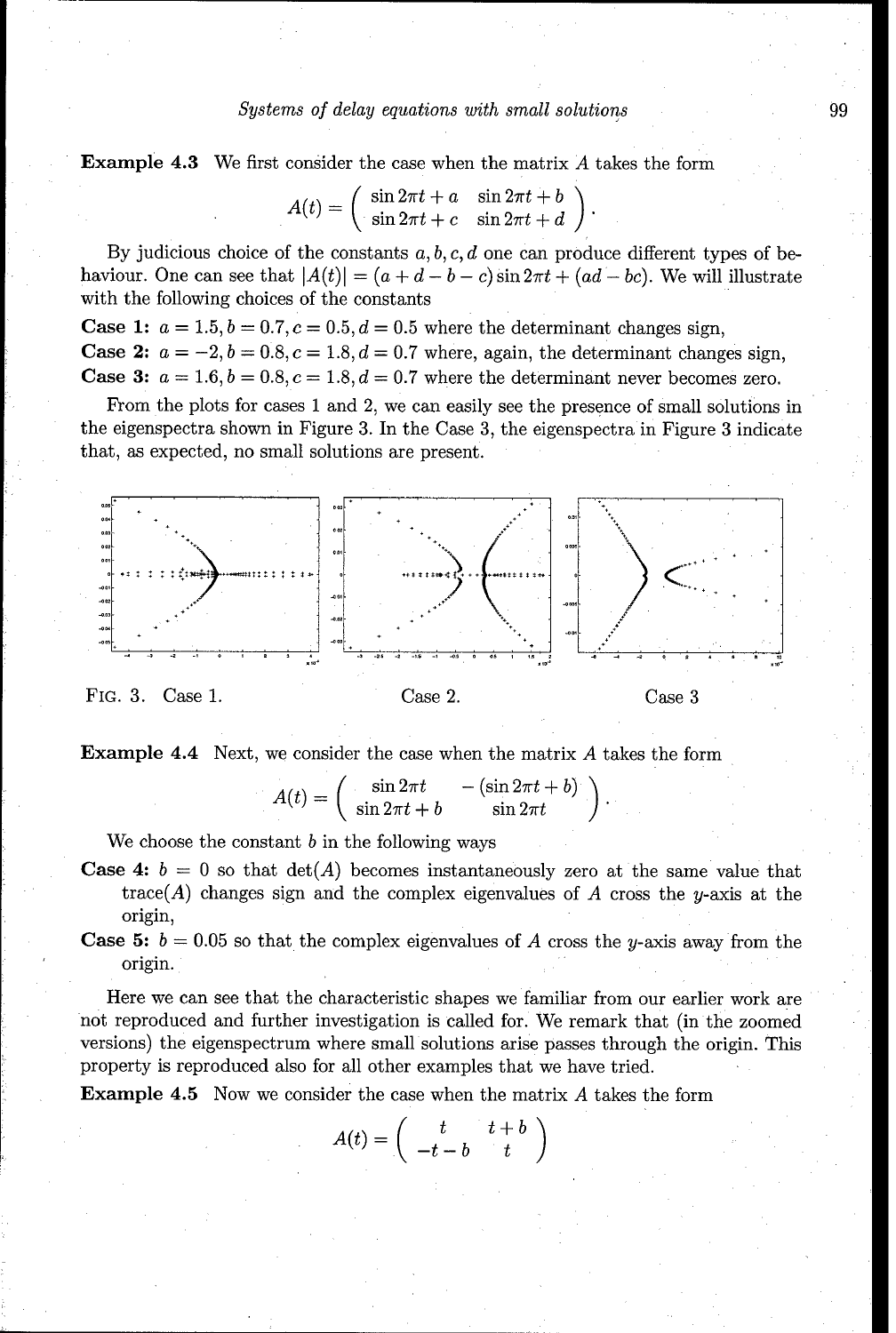**Example 4.3** We first consider the case when the matrix $A$ takes the form

$$A(t) = \begin{pmatrix} \sin 2\pi t + a & \sin 2\pi t + b \\ \sin 2\pi t + c & \sin 2\pi t + d \end{pmatrix}.$$

By judicious choice of the constants $a, b, c, d$ one can produce different types of behaviour. One can see that $|A(t)| = (a + d - b - c)\sin 2\pi t + (ad - bc)$. We will illustrate with the following choices of the constants

**Case 1:** $a = 1.5, b = 0.7, c = 0.5, d = 0.5$ where the determinant changes sign,
**Case 2:** $a = -2, b = 0.8, c = 1.8, d = 0.7$ where, again, the determinant changes sign,
**Case 3:** $a = 1.6, b = 0.8, c = 1.8, d = 0.7$ where the determinant never becomes zero.

From the plots for cases 1 and 2, we can easily see the presence of small solutions in the eigenspectra shown in Figure 3. In the Case 3, the eigenspectra in Figure 3 indicate that, as expected, no small solutions are present.

FIG. 3. Case 1. Case 2. Case 3

**Example 4.4** Next, we consider the case when the matrix $A$ takes the form

$$A(t) = \begin{pmatrix} \sin 2\pi t & -(\sin 2\pi t + b) \\ \sin 2\pi t + b & \sin 2\pi t \end{pmatrix}.$$

We choose the constant $b$ in the following ways

**Case 4:** $b = 0$ so that $\det(A)$ becomes instantaneously zero at the same value that $\text{trace}(A)$ changes sign and the complex eigenvalues of $A$ cross the $y$-axis at the origin,

**Case 5:** $b = 0.05$ so that the complex eigenvalues of $A$ cross the $y$-axis away from the origin.

Here we can see that the characteristic shapes we familiar from our earlier work are not reproduced and further investigation is called for. We remark that (in the zoomed versions) the eigenspectrum where small solutions arise passes through the origin. This property is reproduced also for all other examples that we have tried.

**Example 4.5** Now we consider the case when the matrix $A$ takes the form

$$A(t) = \begin{pmatrix} t & t + b \\ -t - b & t \end{pmatrix}$$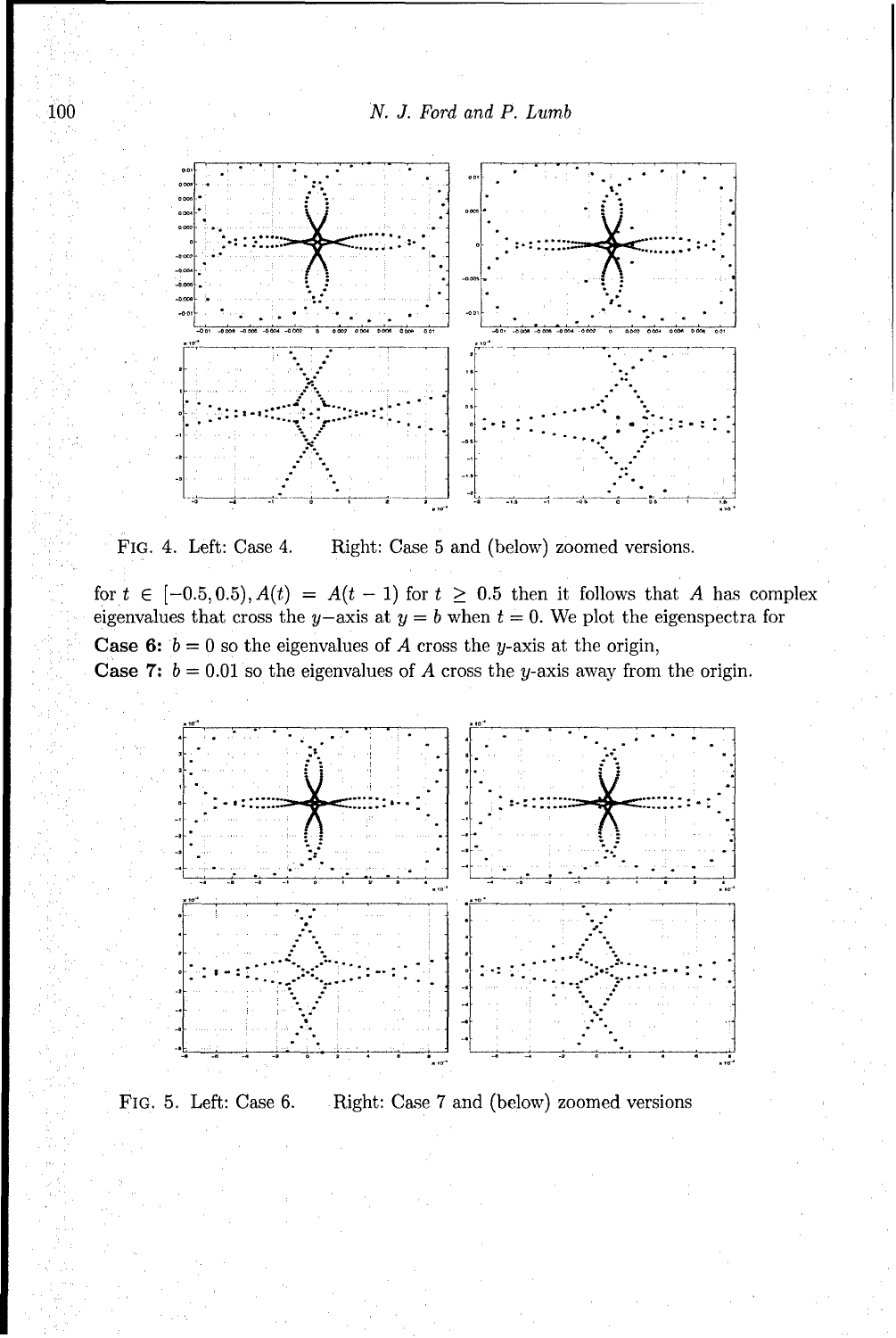FIG. 4. Left: Case 4. Right: Case 5 and (below) zoomed versions.

for $t \in [-0.5, 0.5), A(t) = A(t-1)$ for $t \geq 0.5$ then it follows that $A$ has complex eigenvalues that cross the $y$−axis at $y = b$ when $t = 0$. We plot the eigenspectra for

**Case 6:** $b = 0$ so the eigenvalues of $A$ cross the $y$-axis at the origin,

**Case 7:** $b = 0.01$ so the eigenvalues of $A$ cross the $y$-axis away from the origin.

FIG. 5. Left: Case 6. Right: Case 7 and (below) zoomed versions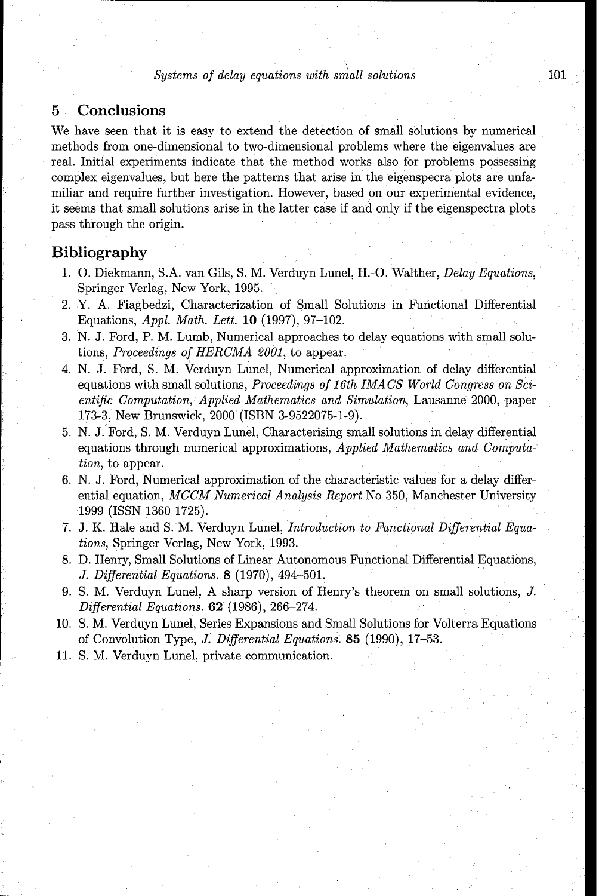## 5 Conclusions

We have seen that it is easy to extend the detection of small solutions by numerical methods from one-dimensional to two-dimensional problems where the eigenvalues are real. Initial experiments indicate that the method works also for problems possessing complex eigenvalues, but here the patterns that arise in the eigenspecra plots are unfamiliar and require further investigation. However, based on our experimental evidence, it seems that small solutions arise in the latter case if and only if the eigenspectra plots pass through the origin.

## Bibliography

1. O. Diekmann, S.A. van Gils, S. M. Verduyn Lunel, H.-O. Walther, *Delay Equations*, Springer Verlag, New York, 1995.
2. Y. A. Fiagbedzi, Characterization of Small Solutions in Functional Differential Equations, *Appl. Math. Lett.* **10** (1997), 97–102.
3. N. J. Ford, P. M. Lumb, Numerical approaches to delay equations with small solutions, *Proceedings of HERCMA 2001*, to appear.
4. N. J. Ford, S. M. Verduyn Lunel, Numerical approximation of delay differential equations with small solutions, *Proceedings of 16th IMACS World Congress on Scientific Computation, Applied Mathematics and Simulation*, Lausanne 2000, paper 173-3, New Brunswick, 2000 (ISBN 3-9522075-1-9).
5. N. J. Ford, S. M. Verduyn Lunel, Characterising small solutions in delay differential equations through numerical approximations, *Applied Mathematics and Computation*, to appear.
6. N. J. Ford, Numerical approximation of the characteristic values for a delay differential equation, *MCCM Numerical Analysis Report* No 350, Manchester University 1999 (ISSN 1360 1725).
7. J. K. Hale and S. M. Verduyn Lunel, *Introduction to Functional Differential Equations*, Springer Verlag, New York, 1993.
8. D. Henry, Small Solutions of Linear Autonomous Functional Differential Equations, *J. Differential Equations.* **8** (1970), 494–501.
9. S. M. Verduyn Lunel, A sharp version of Henry's theorem on small solutions, *J. Differential Equations.* **62** (1986), 266–274.
10. S. M. Verduyn Lunel, Series Expansions and Small Solutions for Volterra Equations of Convolution Type, *J. Differential Equations.* **85** (1990), 17–53.
11. S. M. Verduyn Lunel, private communication.